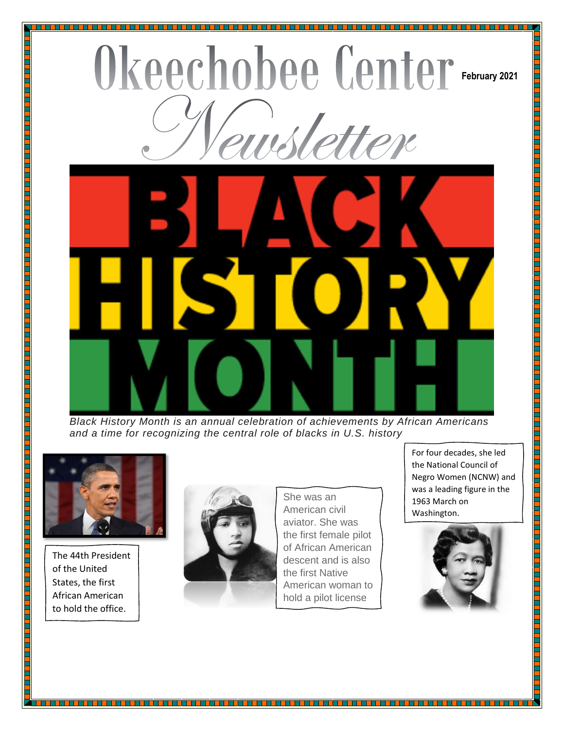# Okeechobee Center Newsletter

**February 2021**

BLACK HISTORY MONTH

*Black History Month is an annual celebration of achievements by African Americans and a time for recognizing the central role of blacks in U.S. history*

The 44th President of the United States, the first African American to hold the office.

She was an American civil aviator. She was the first female pilot of African American descent and is also the first Native American woman to hold a pilot license

For four decades, she led the National Council of Negro Women (NCNW) and was a leading figure in the 1963 March on Washington.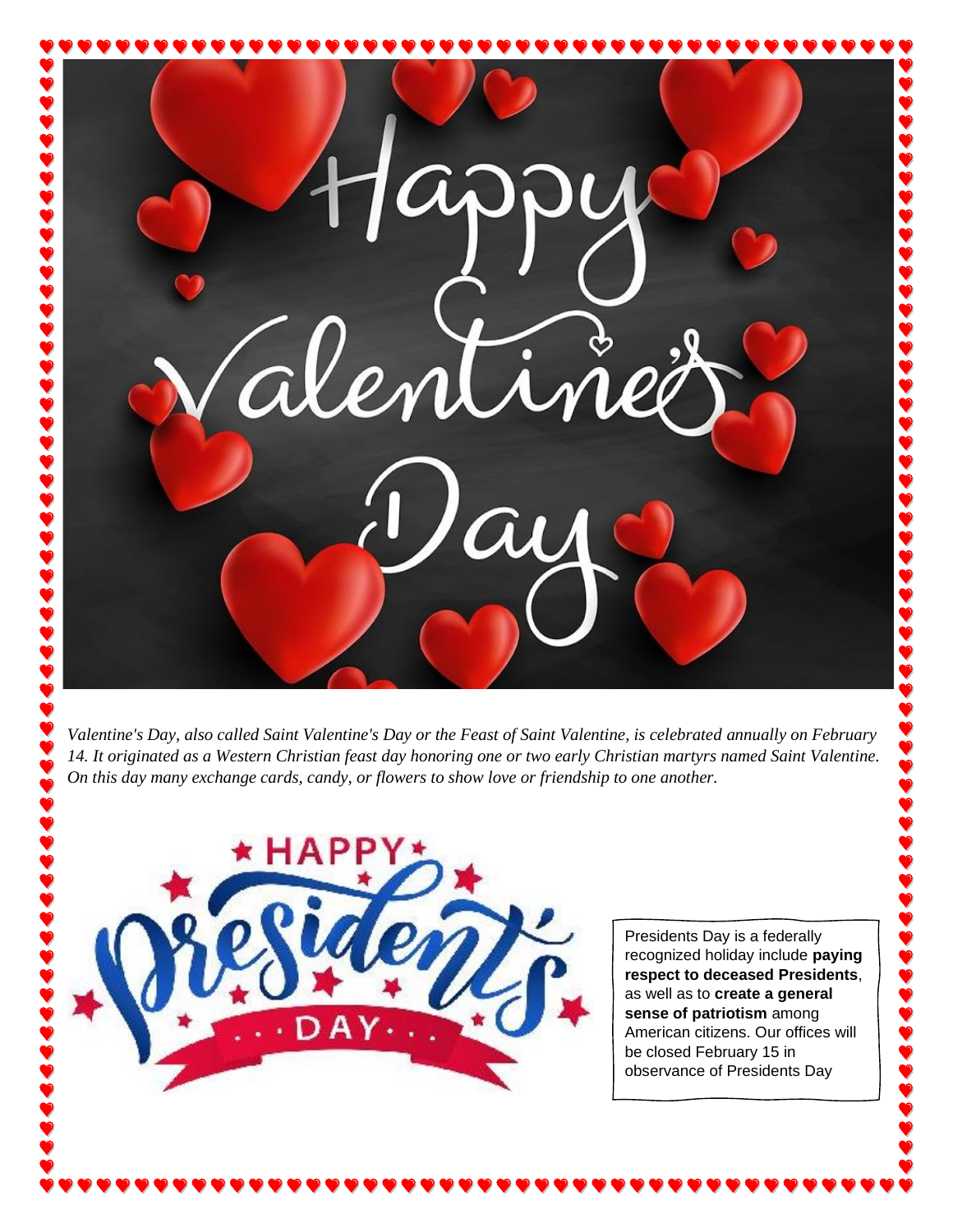# Happy Valentine's Day

*Valentine's Day, also called Saint Valentine's Day or the Feast of Saint Valentine, is celebrated annually on February 14. It originated as a Western Christian feast day honoring one or two early Christian martyrs named Saint Valentine. On this day many exchange cards, candy, or flowers to show love or friendship to one another.*

# Happy President's Day

Presidents Day is a federally recognized holiday include **paying respect to deceased Presidents**, as well as to **create a general sense of patriotism** among American citizens. Our offices will be closed February 15 in observance of Presidents Day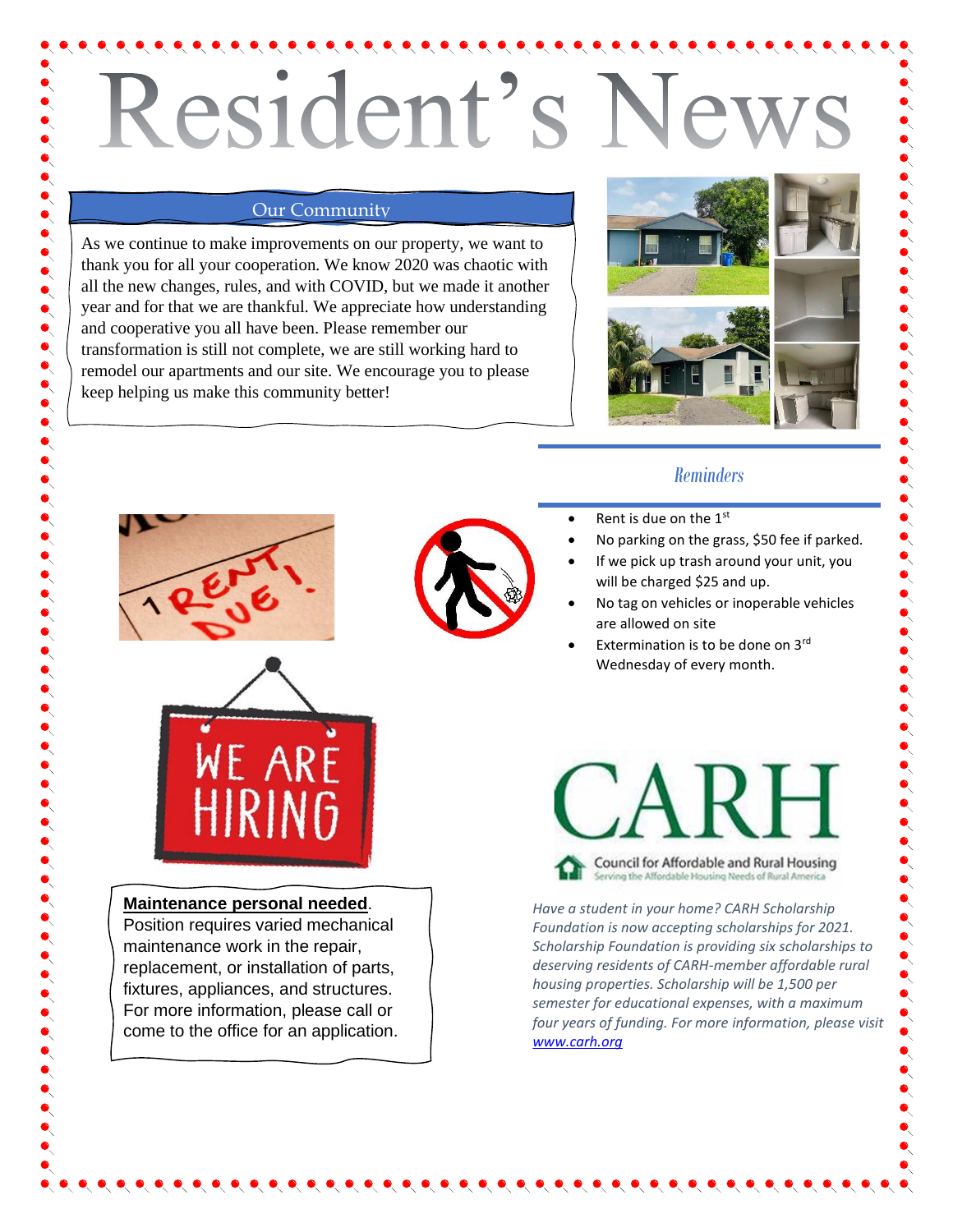# Resident's News

## Our Community

As we continue to make improvements on our property, we want to thank you for all your cooperation. We know 2020 was chaotic with all the new changes, rules, and with COVID, but we made it another year and for that we are thankful. We appreciate how understanding and cooperative you all have been. Please remember our transformation is still not complete, we are still working hard to remodel our apartments and our site. We encourage you to please keep helping us make this community better!

## Reminders

- Rent is due on the 1st
- No parking on the grass, $50 fee if parked.
- If we pick up trash around your unit, you will be charged $25 and up.
- No tag on vehicles or inoperable vehicles are allowed on site
- Extermination is to be done on 3rd Wednesday of every month.

**Maintenance personal needed**. Position requires varied mechanical maintenance work in the repair, replacement, or installation of parts, fixtures, appliances, and structures. For more information, please call or come to the office for an application.

CARH

Council for Affordable and Rural Housing
Serving the Affordable Housing Needs of Rural America

*Have a student in your home? CARH Scholarship Foundation is now accepting scholarships for 2021. Scholarship Foundation is providing six scholarships to deserving residents of CARH-member affordable rural housing properties. Scholarship will be 1,500 per semester for educational expenses, with a maximum four years of funding. For more information, please visit www.carh.org*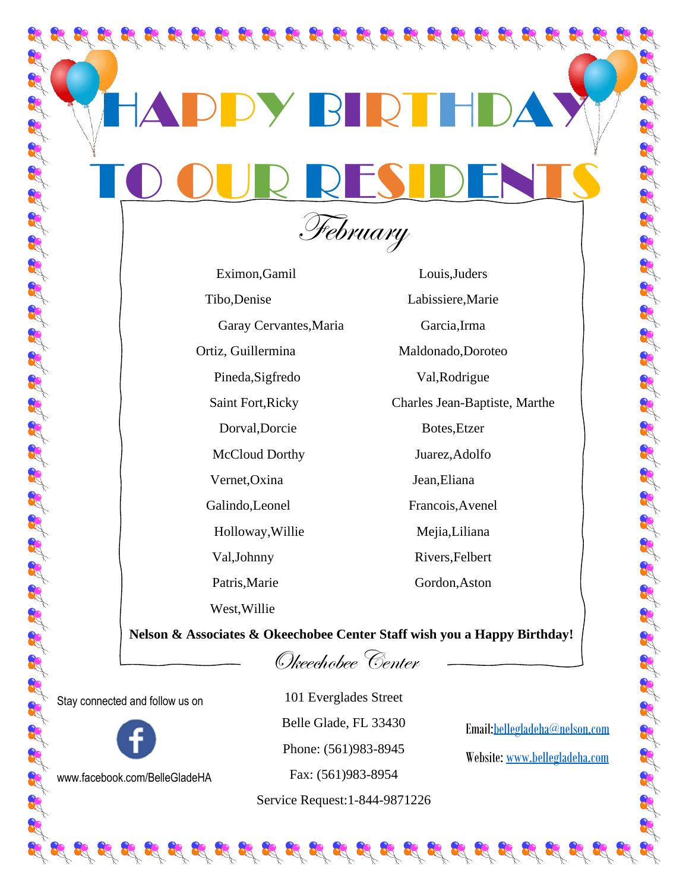# HAPPY BIRTHDAY

# TO OUR RESIDENTS

## *February*

Eximon,Gamil

Tibo,Denise

Garay Cervantes,Maria

Ortiz, Guillermina

Pineda,Sigfredo

Saint Fort,Ricky

Dorval,Dorcie

McCloud Dorthy

Vernet,Oxina

Galindo,Leonel

Holloway,Willie

Val,Johnny

Patris,Marie

West,Willie

Louis,Juders

Labissiere,Marie

Garcia,Irma

Maldonado,Doroteo

Val,Rodrigue

Charles Jean-Baptiste, Marthe

Botes,Etzer

Juarez,Adolfo

Jean,Eliana

Francois,Avenel

Mejia,Liliana

Rivers,Felbert

Gordon,Aston

**Nelson & Associates & Okeechobee Center Staff wish you a Happy Birthday!**

*Okeechobee Center*

Stay connected and follow us on

www.facebook.com/BelleGladeHA

101 Everglades Street

Belle Glade, FL 33430

Phone: (561)983-8945

Fax: (561)983-8954

Service Request:1-844-9871226

Email:[bellegladeha@nelson.com](mailto:bellegladeha@nelson.com)

Website: [www.bellegladeha.com](http://www.bellegladeha.com)